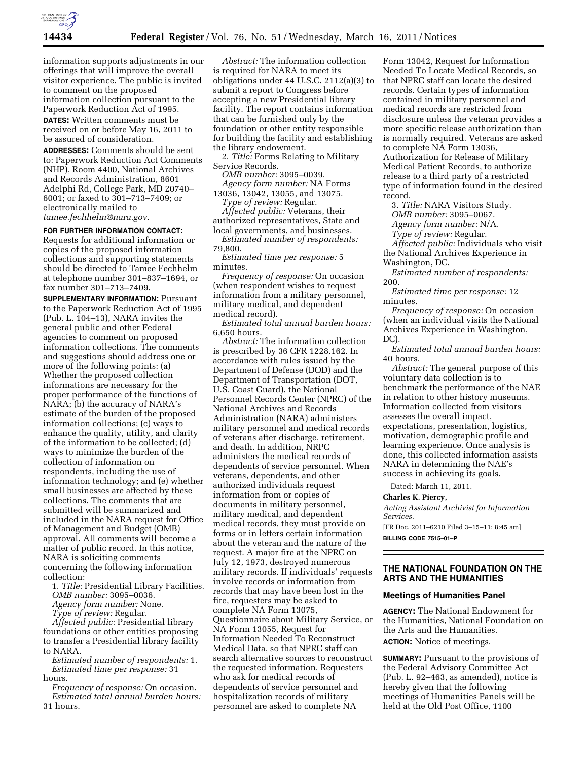information supports adjustments in our offerings that will improve the overall visitor experience. The public is invited to comment on the proposed information collection pursuant to the Paperwork Reduction Act of 1995.

**DATES:** Written comments must be received on or before May 16, 2011 to be assured of consideration.

**ADDRESSES:** Comments should be sent to: Paperwork Reduction Act Comments (NHP), Room 4400, National Archives and Records Administration, 8601 Adelphi Rd, College Park, MD 20740–6001; or faxed to 301–713–7409; or electronically mailed to *tamee.fechhelm@nara.gov.*

**FOR FURTHER INFORMATION CONTACT:** Requests for additional information or copies of the proposed information collections and supporting statements should be directed to Tamee Fechhelm at telephone number 301–837–1694, or fax number 301–713–7409.

**SUPPLEMENTARY INFORMATION:** Pursuant to the Paperwork Reduction Act of 1995 (Pub. L. 104–13), NARA invites the general public and other Federal agencies to comment on proposed information collections. The comments and suggestions should address one or more of the following points: (a) Whether the proposed collection informations are necessary for the proper performance of the functions of NARA; (b) the accuracy of NARA's estimate of the burden of the proposed information collections; (c) ways to enhance the quality, utility, and clarity of the information to be collected; (d) ways to minimize the burden of the collection of information on respondents, including the use of information technology; and (e) whether small businesses are affected by these collections. The comments that are submitted will be summarized and included in the NARA request for Office of Management and Budget (OMB) approval. All comments will become a matter of public record. In this notice, NARA is soliciting comments concerning the following information collection:

1. *Title:* Presidential Library Facilities.

*OMB number:* 3095–0036.

*Agency form number:* None.

*Type of review:* Regular.

*Affected public:* Presidential library foundations or other entities proposing to transfer a Presidential library facility to NARA.

*Estimated number of respondents:* 1.

*Estimated time per response:* 31 hours.

*Frequency of response:* On occasion.

*Estimated total annual burden hours:* 31 hours.

*Abstract:* The information collection is required for NARA to meet its obligations under 44 U.S.C. 2112(a)(3) to submit a report to Congress before accepting a new Presidential library facility. The report contains information that can be furnished only by the foundation or other entity responsible for building the facility and establishing the library endowment.

2. *Title:* Forms Relating to Military Service Records.

*OMB number:* 3095–0039.

*Agency form number:* NA Forms 13036, 13042, 13055, and 13075.

*Type of review:* Regular.

*Affected public:* Veterans, their authorized representatives, State and local governments, and businesses.

*Estimated number of respondents:* 79,800.

*Estimated time per response:* 5 minutes.

*Frequency of response:* On occasion (when respondent wishes to request information from a military personnel, military medical, and dependent medical record).

*Estimated total annual burden hours:* 6,650 hours.

*Abstract:* The information collection is prescribed by 36 CFR 1228.162. In accordance with rules issued by the Department of Defense (DOD) and the Department of Transportation (DOT, U.S. Coast Guard), the National Personnel Records Center (NPRC) of the National Archives and Records Administration (NARA) administers military personnel and medical records of veterans after discharge, retirement, and death. In addition, NRPC administers the medical records of dependents of service personnel. When veterans, dependents, and other authorized individuals request information from or copies of documents in military personnel, military medical, and dependent medical records, they must provide on forms or in letters certain information about the veteran and the nature of the request. A major fire at the NPRC on July 12, 1973, destroyed numerous military records. If individuals' requests involve records or information from records that may have been lost in the fire, requesters may be asked to complete NA Form 13075, Questionnaire about Military Service, or NA Form 13055, Request for Information Needed To Reconstruct Medical Data, so that NPRC staff can search alternative sources to reconstruct the requested information. Requesters who ask for medical records of dependents of service personnel and hospitalization records of military personnel are asked to complete NA Form 13042, Request for Information Needed To Locate Medical Records, so that NPRC staff can locate the desired records. Certain types of information contained in military personnel and medical records are restricted from disclosure unless the veteran provides a more specific release authorization than is normally required. Veterans are asked to complete NA Form 13036, Authorization for Release of Military Medical Patient Records, to authorize release to a third party of a restricted type of information found in the desired record.

3. *Title:* NARA Visitors Study.

*OMB number:* 3095–0067.

*Agency form number:* N/A.

*Type of review:* Regular.

*Affected public:* Individuals who visit the National Archives Experience in Washington, DC.

*Estimated number of respondents:* 200.

*Estimated time per response:* 12 minutes.

*Frequency of response:* On occasion (when an individual visits the National Archives Experience in Washington, DC).

*Estimated total annual burden hours:* 40 hours.

*Abstract:* The general purpose of this voluntary data collection is to benchmark the performance of the NAE in relation to other history museums. Information collected from visitors assesses the overall impact, expectations, presentation, logistics, motivation, demographic profile and learning experience. Once analysis is done, this collected information assists NARA in determining the NAE's success in achieving its goals.

Dated: March 11, 2011.

**Charles K. Piercy,**

*Acting Assistant Archivist for Information Services.*

[FR Doc. 2011–6210 Filed 3–15–11; 8:45 am]

**BILLING CODE 7515–01–P**

## THE NATIONAL FOUNDATION ON THE ARTS AND THE HUMANITIES

### Meetings of Humanities Panel

**AGENCY:** The National Endowment for the Humanities, National Foundation on the Arts and the Humanities.

**ACTION:** Notice of meetings.

**SUMMARY:** Pursuant to the provisions of the Federal Advisory Committee Act (Pub. L. 92–463, as amended), notice is hereby given that the following meetings of Humanities Panels will be held at the Old Post Office, 1100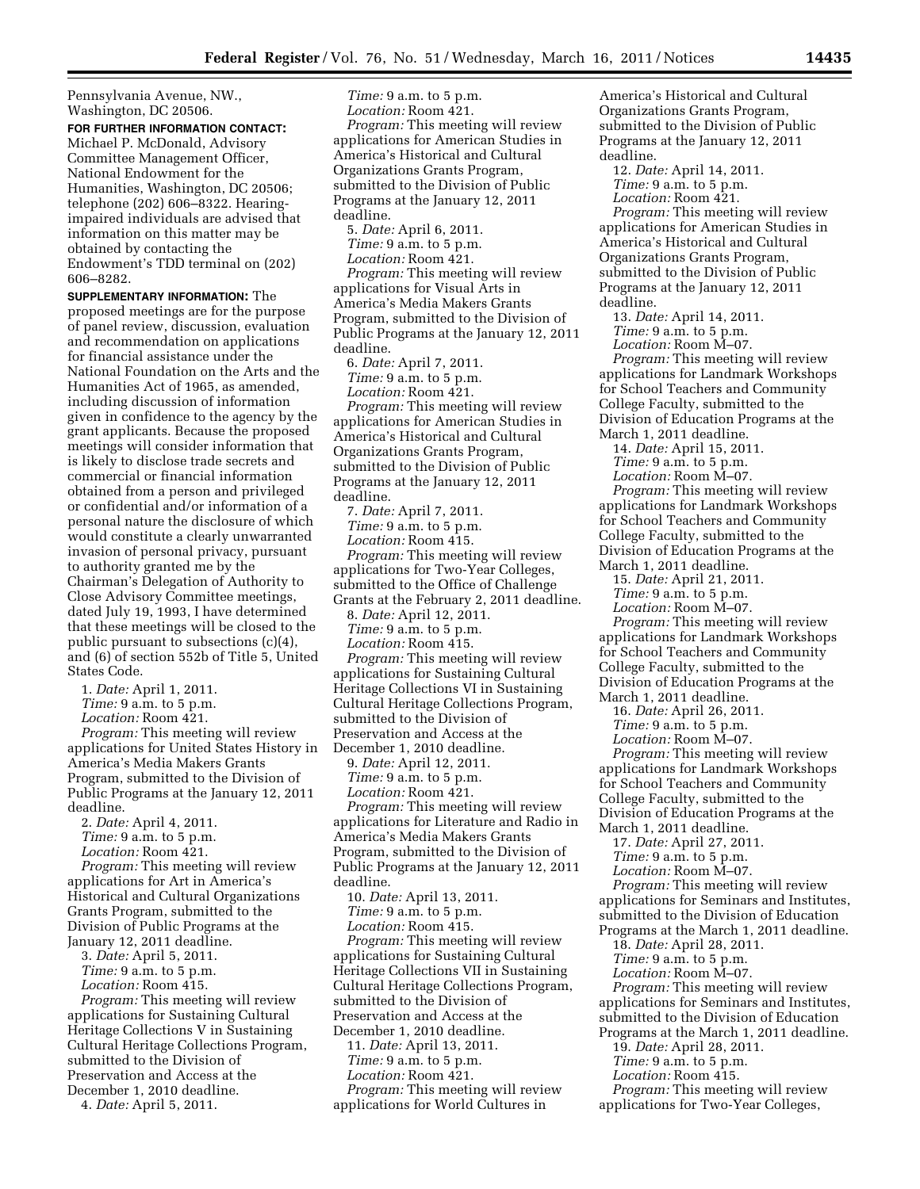Pennsylvania Avenue, NW., Washington, DC 20506.

**FOR FURTHER INFORMATION CONTACT:** Michael P. McDonald, Advisory Committee Management Officer, National Endowment for the Humanities, Washington, DC 20506; telephone (202) 606–8322. Hearing-impaired individuals are advised that information on this matter may be obtained by contacting the Endowment's TDD terminal on (202) 606–8282.

**SUPPLEMENTARY INFORMATION:** The proposed meetings are for the purpose of panel review, discussion, evaluation and recommendation on applications for financial assistance under the National Foundation on the Arts and the Humanities Act of 1965, as amended, including discussion of information given in confidence to the agency by the grant applicants. Because the proposed meetings will consider information that is likely to disclose trade secrets and commercial or financial information obtained from a person and privileged or confidential and/or information of a personal nature the disclosure of which would constitute a clearly unwarranted invasion of personal privacy, pursuant to authority granted me by the Chairman's Delegation of Authority to Close Advisory Committee meetings, dated July 19, 1993, I have determined that these meetings will be closed to the public pursuant to subsections (c)(4), and (6) of section 552b of Title 5, United States Code.

1. *Date:* April 1, 2011.
*Time:* 9 a.m. to 5 p.m.
*Location:* Room 421.
*Program:* This meeting will review applications for United States History in America's Media Makers Grants Program, submitted to the Division of Public Programs at the January 12, 2011 deadline.

2. *Date:* April 4, 2011.
*Time:* 9 a.m. to 5 p.m.
*Location:* Room 421.
*Program:* This meeting will review applications for Art in America's Historical and Cultural Organizations Grants Program, submitted to the Division of Public Programs at the January 12, 2011 deadline.

3. *Date:* April 5, 2011.
*Time:* 9 a.m. to 5 p.m.
*Location:* Room 415.
*Program:* This meeting will review applications for Sustaining Cultural Heritage Collections V in Sustaining Cultural Heritage Collections Program, submitted to the Division of Preservation and Access at the December 1, 2010 deadline.

4. *Date:* April 5, 2011.
*Time:* 9 a.m. to 5 p.m.
*Location:* Room 421.
*Program:* This meeting will review applications for American Studies in America's Historical and Cultural Organizations Grants Program, submitted to the Division of Public Programs at the January 12, 2011 deadline.

5. *Date:* April 6, 2011.
*Time:* 9 a.m. to 5 p.m.
*Location:* Room 421.
*Program:* This meeting will review applications for Visual Arts in America's Media Makers Grants Program, submitted to the Division of Public Programs at the January 12, 2011 deadline.

6. *Date:* April 7, 2011.
*Time:* 9 a.m. to 5 p.m.
*Location:* Room 421.
*Program:* This meeting will review applications for American Studies in America's Historical and Cultural Organizations Grants Program, submitted to the Division of Public Programs at the January 12, 2011 deadline.

7. *Date:* April 7, 2011.
*Time:* 9 a.m. to 5 p.m.
*Location:* Room 415.
*Program:* This meeting will review applications for Two-Year Colleges, submitted to the Office of Challenge Grants at the February 2, 2011 deadline.

8. *Date:* April 12, 2011.
*Time:* 9 a.m. to 5 p.m.
*Location:* Room 415.
*Program:* This meeting will review applications for Sustaining Cultural Heritage Collections VI in Sustaining Cultural Heritage Collections Program, submitted to the Division of Preservation and Access at the December 1, 2010 deadline.

9. *Date:* April 12, 2011.
*Time:* 9 a.m. to 5 p.m.
*Location:* Room 421.
*Program:* This meeting will review applications for Literature and Radio in America's Media Makers Grants Program, submitted to the Division of Public Programs at the January 12, 2011 deadline.

10. *Date:* April 13, 2011.
*Time:* 9 a.m. to 5 p.m.
*Location:* Room 415.
*Program:* This meeting will review applications for Sustaining Cultural Heritage Collections VII in Sustaining Cultural Heritage Collections Program, submitted to the Division of Preservation and Access at the December 1, 2010 deadline.

11. *Date:* April 13, 2011.
*Time:* 9 a.m. to 5 p.m.
*Location:* Room 421.
*Program:* This meeting will review applications for World Cultures in America's Historical and Cultural Organizations Grants Program, submitted to the Division of Public Programs at the January 12, 2011 deadline.

12. *Date:* April 14, 2011.
*Time:* 9 a.m. to 5 p.m.
*Location:* Room 421.
*Program:* This meeting will review applications for American Studies in America's Historical and Cultural Organizations Grants Program, submitted to the Division of Public Programs at the January 12, 2011 deadline.

13. *Date:* April 14, 2011.
*Time:* 9 a.m. to 5 p.m.
*Location:* Room M–07.
*Program:* This meeting will review applications for Landmark Workshops for School Teachers and Community College Faculty, submitted to the Division of Education Programs at the March 1, 2011 deadline.

14. *Date:* April 15, 2011.
*Time:* 9 a.m. to 5 p.m.
*Location:* Room M–07.
*Program:* This meeting will review applications for Landmark Workshops for School Teachers and Community College Faculty, submitted to the Division of Education Programs at the March 1, 2011 deadline.

15. *Date:* April 21, 2011.
*Time:* 9 a.m. to 5 p.m.
*Location:* Room M–07.
*Program:* This meeting will review applications for Landmark Workshops for School Teachers and Community College Faculty, submitted to the Division of Education Programs at the March 1, 2011 deadline.

16. *Date:* April 26, 2011.
*Time:* 9 a.m. to 5 p.m.
*Location:* Room M–07.
*Program:* This meeting will review applications for Landmark Workshops for School Teachers and Community College Faculty, submitted to the Division of Education Programs at the March 1, 2011 deadline.

17. *Date:* April 27, 2011.
*Time:* 9 a.m. to 5 p.m.
*Location:* Room M–07.
*Program:* This meeting will review applications for Seminars and Institutes, submitted to the Division of Education Programs at the March 1, 2011 deadline.

18. *Date:* April 28, 2011.
*Time:* 9 a.m. to 5 p.m.
*Location:* Room M–07.
*Program:* This meeting will review applications for Seminars and Institutes, submitted to the Division of Education Programs at the March 1, 2011 deadline.

19. *Date:* April 28, 2011.
*Time:* 9 a.m. to 5 p.m.
*Location:* Room 415.
*Program:* This meeting will review applications for Two-Year Colleges,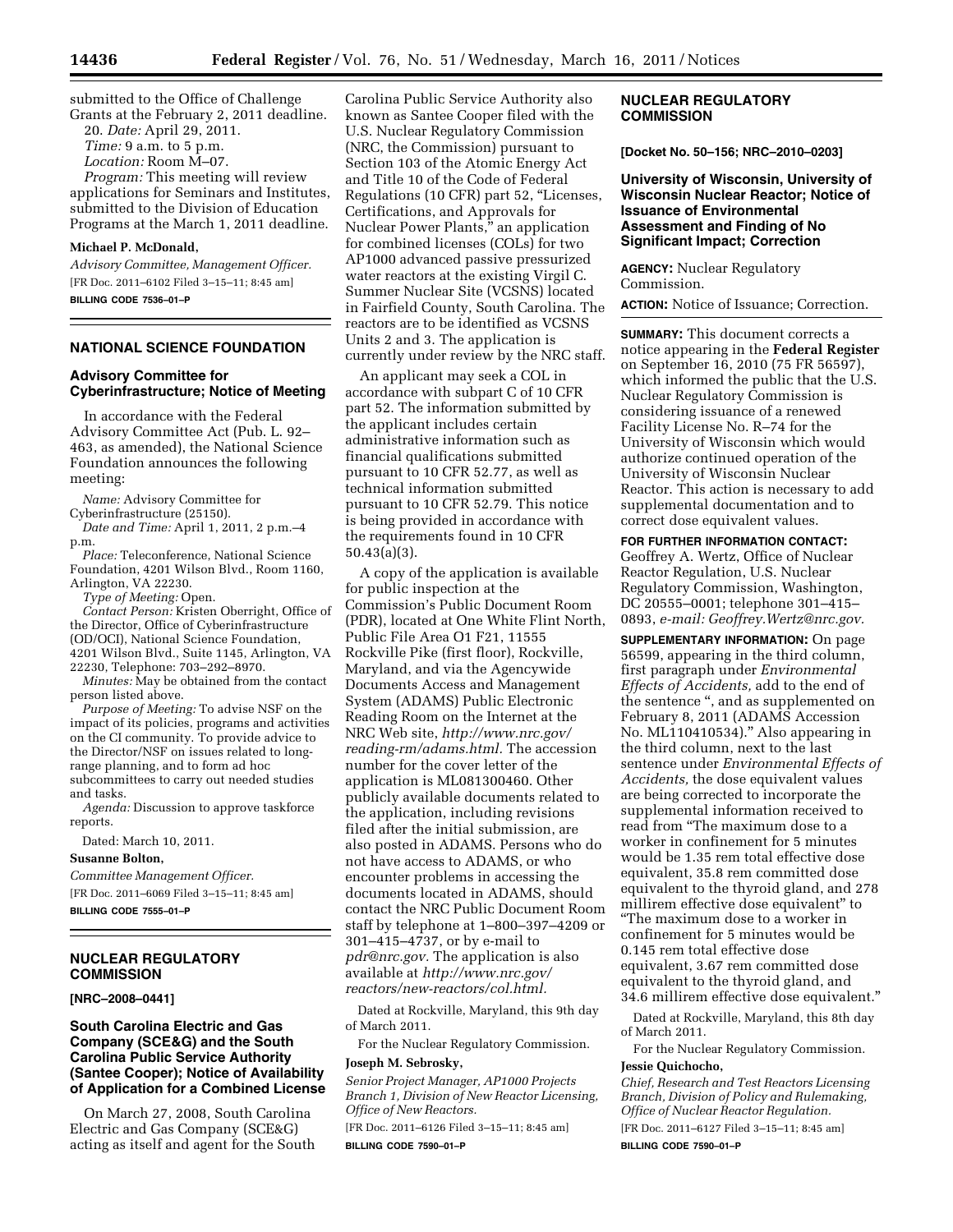submitted to the Office of Challenge Grants at the February 2, 2011 deadline.

20. *Date:* April 29, 2011.

*Time:* 9 a.m. to 5 p.m.

*Location:* Room M–07.

*Program:* This meeting will review applications for Seminars and Institutes, submitted to the Division of Education Programs at the March 1, 2011 deadline.

**Michael P. McDonald,**

*Advisory Committee, Management Officer.*

[FR Doc. 2011–6102 Filed 3–15–11; 8:45 am]

**BILLING CODE 7536–01–P**

## NATIONAL SCIENCE FOUNDATION

### Advisory Committee for Cyberinfrastructure; Notice of Meeting

In accordance with the Federal Advisory Committee Act (Pub. L. 92–463, as amended), the National Science Foundation announces the following meeting:

*Name:* Advisory Committee for Cyberinfrastructure (25150).

*Date and Time:* April 1, 2011, 2 p.m.–4 p.m.

*Place:* Teleconference, National Science Foundation, 4201 Wilson Blvd., Room 1160, Arlington, VA 22230.

*Type of Meeting:* Open.

*Contact Person:* Kristen Oberright, Office of the Director, Office of Cyberinfrastructure (OD/OCI), National Science Foundation, 4201 Wilson Blvd., Suite 1145, Arlington, VA 22230, Telephone: 703–292–8970.

*Minutes:* May be obtained from the contact person listed above.

*Purpose of Meeting:* To advise NSF on the impact of its policies, programs and activities on the CI community. To provide advice to the Director/NSF on issues related to long-range planning, and to form ad hoc subcommittees to carry out needed studies and tasks.

*Agenda:* Discussion to approve taskforce reports.

Dated: March 10, 2011.

**Susanne Bolton,**

*Committee Management Officer.*

[FR Doc. 2011–6069 Filed 3–15–11; 8:45 am]

**BILLING CODE 7555–01–P**

## NUCLEAR REGULATORY COMMISSION

**[NRC–2008–0441]**

### South Carolina Electric and Gas Company (SCE&G) and the South Carolina Public Service Authority (Santee Cooper); Notice of Availability of Application for a Combined License

On March 27, 2008, South Carolina Electric and Gas Company (SCE&G) acting as itself and agent for the South Carolina Public Service Authority also known as Santee Cooper filed with the U.S. Nuclear Regulatory Commission (NRC, the Commission) pursuant to Section 103 of the Atomic Energy Act and Title 10 of the Code of Federal Regulations (10 CFR) part 52, "Licenses, Certifications, and Approvals for Nuclear Power Plants," an application for combined licenses (COLs) for two AP1000 advanced passive pressurized water reactors at the existing Virgil C. Summer Nuclear Site (VCSNS) located in Fairfield County, South Carolina. The reactors are to be identified as VCSNS Units 2 and 3. The application is currently under review by the NRC staff.

An applicant may seek a COL in accordance with subpart C of 10 CFR part 52. The information submitted by the applicant includes certain administrative information such as financial qualifications submitted pursuant to 10 CFR 52.77, as well as technical information submitted pursuant to 10 CFR 52.79. This notice is being provided in accordance with the requirements found in 10 CFR 50.43(a)(3).

A copy of the application is available for public inspection at the Commission's Public Document Room (PDR), located at One White Flint North, Public File Area O1 F21, 11555 Rockville Pike (first floor), Rockville, Maryland, and via the Agencywide Documents Access and Management System (ADAMS) Public Electronic Reading Room on the Internet at the NRC Web site, *http://www.nrc.gov/reading-rm/adams.html.* The accession number for the cover letter of the application is ML081300460. Other publicly available documents related to the application, including revisions filed after the initial submission, are also posted in ADAMS. Persons who do not have access to ADAMS, or who encounter problems in accessing the documents located in ADAMS, should contact the NRC Public Document Room staff by telephone at 1–800–397–4209 or 301–415–4737, or by e-mail to *pdr@nrc.gov.* The application is also available at *http://www.nrc.gov/reactors/new-reactors/col.html.*

Dated at Rockville, Maryland, this 9th day of March 2011.

For the Nuclear Regulatory Commission.

**Joseph M. Sebrosky,**

*Senior Project Manager, AP1000 Projects Branch 1, Division of New Reactor Licensing, Office of New Reactors.*

[FR Doc. 2011–6126 Filed 3–15–11; 8:45 am]

**BILLING CODE 7590–01–P**

## NUCLEAR REGULATORY COMMISSION

**[Docket No. 50–156; NRC–2010–0203]**

### University of Wisconsin, University of Wisconsin Nuclear Reactor; Notice of Issuance of Environmental Assessment and Finding of No Significant Impact; Correction

**AGENCY:** Nuclear Regulatory Commission.

**ACTION:** Notice of Issuance; Correction.

**SUMMARY:** This document corrects a notice appearing in the **Federal Register** on September 16, 2010 (75 FR 56597), which informed the public that the U.S. Nuclear Regulatory Commission is considering issuance of a renewed Facility License No. R–74 for the University of Wisconsin which would authorize continued operation of the University of Wisconsin Nuclear Reactor. This action is necessary to add supplemental documentation and to correct dose equivalent values.

**FOR FURTHER INFORMATION CONTACT:** Geoffrey A. Wertz, Office of Nuclear Reactor Regulation, U.S. Nuclear Regulatory Commission, Washington, DC 20555–0001; telephone 301–415–0893, *e-mail: Geoffrey.Wertz@nrc.gov.*

**SUPPLEMENTARY INFORMATION:** On page 56599, appearing in the third column, first paragraph under *Environmental Effects of Accidents,* add to the end of the sentence ", and as supplemented on February 8, 2011 (ADAMS Accession No. ML110410534)." Also appearing in the third column, next to the last sentence under *Environmental Effects of Accidents,* the dose equivalent values are being corrected to incorporate the supplemental information received to read from "The maximum dose to a worker in confinement for 5 minutes would be 1.35 rem total effective dose equivalent, 35.8 rem committed dose equivalent to the thyroid gland, and 278 millirem effective dose equivalent" to "The maximum dose to a worker in confinement for 5 minutes would be 0.145 rem total effective dose equivalent, 3.67 rem committed dose equivalent to the thyroid gland, and 34.6 millirem effective dose equivalent."

Dated at Rockville, Maryland, this 8th day of March 2011.

For the Nuclear Regulatory Commission.

**Jessie Quichocho,**

*Chief, Research and Test Reactors Licensing Branch, Division of Policy and Rulemaking, Office of Nuclear Reactor Regulation.*

[FR Doc. 2011–6127 Filed 3–15–11; 8:45 am]

**BILLING CODE 7590–01–P**